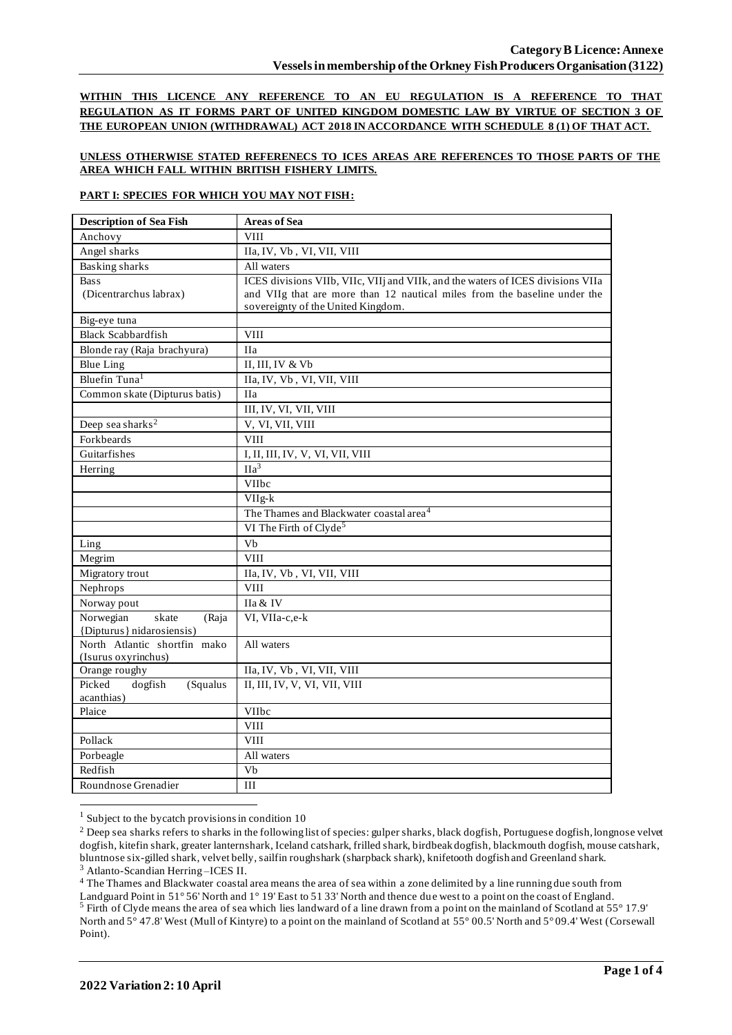**Category B Licence: Annexe**
**Vessels in membership of the Orkney Fish Producers Organisation (3122)**

**WITHIN THIS LICENCE ANY REFERENCE TO AN EU REGULATION IS A REFERENCE TO THAT REGULATION AS IT FORMS PART OF UNITED KINGDOM DOMESTIC LAW BY VIRTUE OF SECTION 3 OF THE EUROPEAN UNION (WITHDRAWAL) ACT 2018 IN ACCORDANCE WITH SCHEDULE 8 (1) OF THAT ACT.**

**UNLESS OTHERWISE STATED REFERENECS TO ICES AREAS ARE REFERENCES TO THOSE PARTS OF THE AREA WHICH FALL WITHIN BRITISH FISHERY LIMITS.**

**PART I: SPECIES FOR WHICH YOU MAY NOT FISH:**

| Description of Sea Fish | Areas of Sea |
|---|---|
| Anchovy | VIII |
| Angel sharks | IIa, IV, Vb , VI, VII, VIII |
| Basking sharks | All waters |
| Bass (Dicentrarchus labrax) | ICES divisions VIIb, VIIc, VIIj and VIIk, and the waters of ICES divisions VIIa and VIIg that are more than 12 nautical miles from the baseline under the sovereignty of the United Kingdom. |
| Big-eye tuna | |
| Black Scabbardfish | VIII |
| Blonde ray (Raja brachyura) | IIa |
| Blue Ling | II, III, IV & Vb |
| Bluefin Tuna[1] | IIa, IV, Vb , VI, VII, VIII |
| Common skate (Dipturus batis) | IIa |
| | III, IV, VI, VII, VIII |
| Deep sea sharks[2] | V, VI, VII, VIII |
| Forkbeards | VIII |
| Guitarfishes | I, II, III, IV, V, VI, VII, VIII |
| Herring | IIa[3] |
| | VIIbc |
| | VIIg-k |
| | The Thames and Blackwater coastal area[4] |
| | VI The Firth of Clyde[5] |
| Ling | Vb |
| Megrim | VIII |
| Migratory trout | IIa, IV, Vb , VI, VII, VIII |
| Nephrops | VIII |
| Norway pout | IIa & IV |
| Norwegian skate (Raja {Dipturus} nidarosiensis) | VI, VIIa-c,e-k |
| North Atlantic shortfin mako (Isurus oxyrinchus) | All waters |
| Orange roughy | IIa, IV, Vb , VI, VII, VIII |
| Picked dogfish (Squalus acanthias) | II, III, IV, V, VI, VII, VIII |
| Plaice | VIIbc |
| | VIII |
| Pollack | VIII |
| Porbeagle | All waters |
| Redfish | Vb |
| Roundnose Grenadier | III |

[1] Subject to the bycatch provisions in condition 10

[2] Deep sea sharks refers to sharks in the following list of species: gulper sharks, black dogfish, Portuguese dogfish, longnose velvet dogfish, kitefin shark, greater lanternshark, Iceland catshark, frilled shark, birdbeak dogfish, blackmouth dogfish, mouse catshark, bluntnose six-gilled shark, velvet belly, sailfin roughshark (sharpback shark), knifetooth dogfish and Greenland shark.

[3] Atlanto-Scandian Herring –ICES II.

[4] The Thames and Blackwater coastal area means the area of sea within a zone delimited by a line running due south from Landguard Point in 51° 56' North and 1° 19' East to 51 33' North and thence due west to a point on the coast of England.

[5] Firth of Clyde means the area of sea which lies landward of a line drawn from a point on the mainland of Scotland at 55° 17.9' North and 5° 47.8' West (Mull of Kintyre) to a point on the mainland of Scotland at 55° 00.5' North and 5° 09.4' West (Corsewall Point).

**2022 Variation 2: 10 April**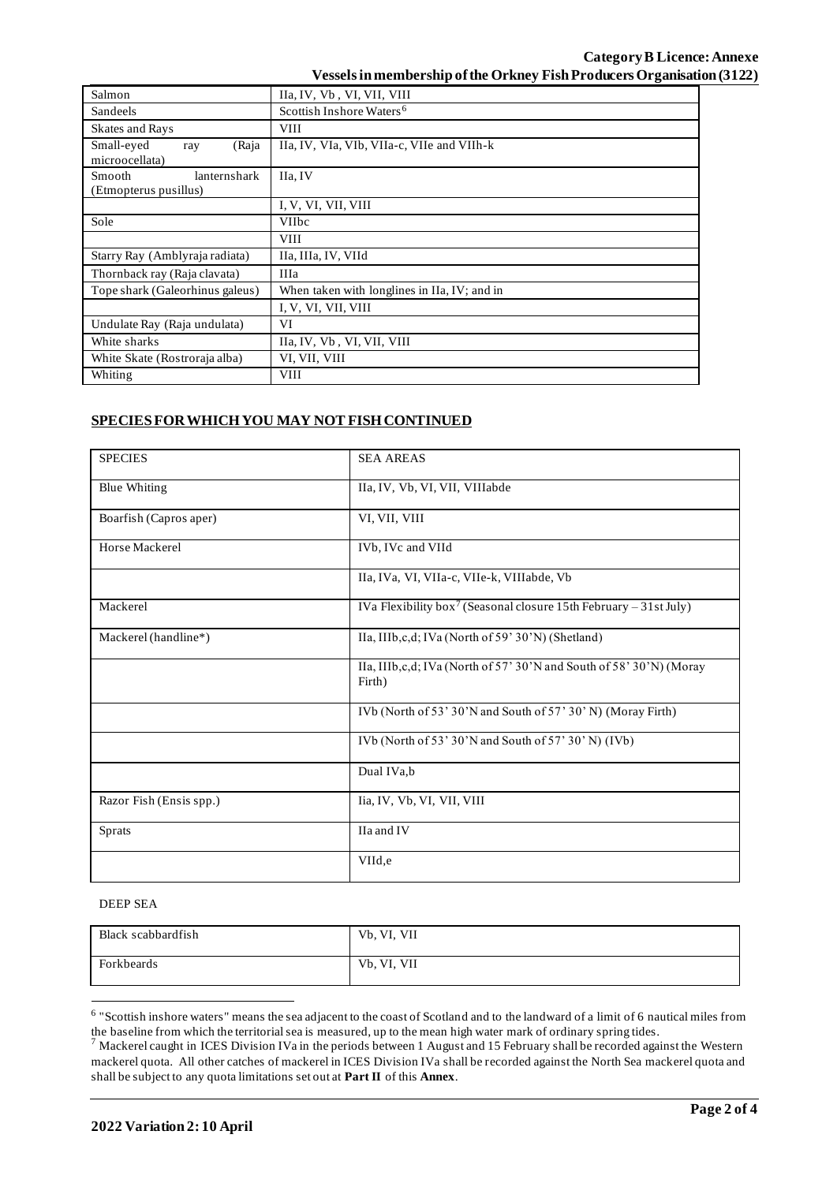| | |
|---|---|
| Salmon | IIa, IV, Vb , VI, VII, VIII |
| Sandeels | Scottish Inshore Waters[6] |
| Skates and Rays | VIII |
| Small-eyed ray (Raja microocellata) | IIa, IV, VIa, VIb, VIIa-c, VIIe and VIIh-k |
| Smooth lanternshark (Etmopterus pusillus) | IIa, IV |
| | I, V, VI, VII, VIII |
| Sole | VIIbc |
| | VIII |
| Starry Ray (Amblyraja radiata) | IIa, IIIa, IV, VIId |
| Thornback ray (Raja clavata) | IIIa |
| Tope shark (Galeorhinus galeus) | When taken with longlines in IIa, IV; and in |
| | I, V, VI, VII, VIII |
| Undulate Ray (Raja undulata) | VI |
| White sharks | IIa, IV, Vb , VI, VII, VIII |
| White Skate (Rostroraja alba) | VI, VII, VIII |
| Whiting | VIII |

## SPECIES FOR WHICH YOU MAY NOT FISH CONTINUED

| SPECIES | SEA AREAS |
|---|---|
| Blue Whiting | IIa, IV, Vb, VI, VII, VIIIabde |
| Boarfish (Capros aper) | VI, VII, VIII |
| Horse Mackerel | IVb, IVc and VIId |
| | IIa, IVa, VI, VIIa-c, VIIe-k, VIIIabde, Vb |
| Mackerel | IVa Flexibility box[7] (Seasonal closure 15th February – 31st July) |
| Mackerel (handline*) | IIa, IIIb,c,d; IVa (North of 59' 30'N) (Shetland) |
| | IIa, IIIb,c,d; IVa (North of 57' 30'N and South of 58' 30'N) (Moray Firth) |
| | IVb (North of 53' 30'N and South of 57' 30' N) (Moray Firth) |
| | IVb (North of 53' 30'N and South of 57' 30' N) (IVb) |
| | Dual IVa,b |
| Razor Fish (Ensis spp.) | Iia, IV, Vb, VI, VII, VIII |
| Sprats | IIa and IV |
| | VIId,e |

DEEP SEA

| | |
|---|---|
| Black scabbardfish | Vb, VI, VII |
| Forkbeards | Vb, VI, VII |

[6] "Scottish inshore waters" means the sea adjacent to the coast of Scotland and to the landward of a limit of 6 nautical miles from the baseline from which the territorial sea is measured, up to the mean high water mark of ordinary spring tides.

[7] Mackerel caught in ICES Division IVa in the periods between 1 August and 15 February shall be recorded against the Western mackerel quota. All other catches of mackerel in ICES Division IVa shall be recorded against the North Sea mackerel quota and shall be subject to any quota limitations set out at **Part II** of this **Annex**.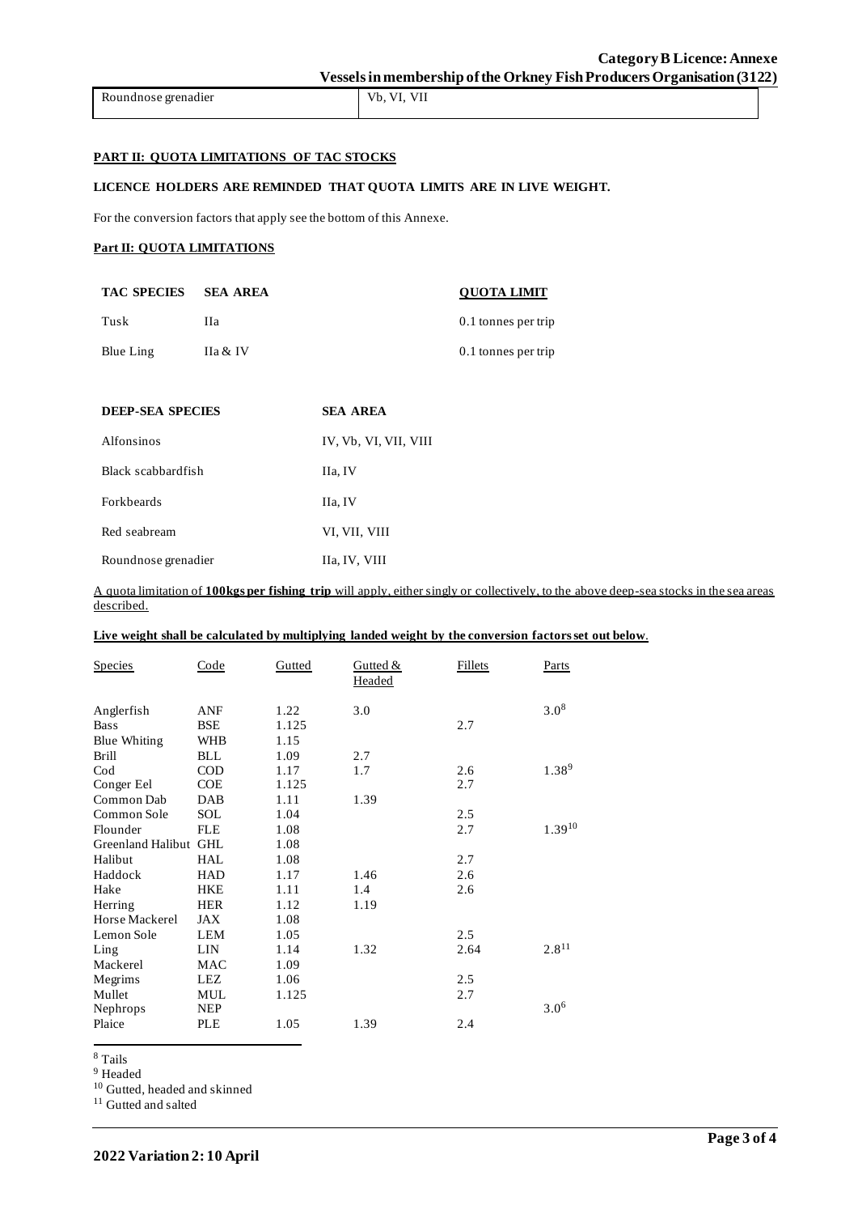| Roundnose grenadier | Vb, VI, VII |
|---|---|

**PART II: QUOTA LIMITATIONS OF TAC STOCKS**

**LICENCE HOLDERS ARE REMINDED THAT QUOTA LIMITS ARE IN LIVE WEIGHT.**

For the conversion factors that apply see the bottom of this Annexe.

**Part II: QUOTA LIMITATIONS**

| TAC SPECIES | SEA AREA | QUOTA LIMIT |
|---|---|---|
| Tusk | IIa | 0.1 tonnes per trip |
| Blue Ling | IIa & IV | 0.1 tonnes per trip |

| DEEP-SEA SPECIES | SEA AREA |
|---|---|
| Alfonsinos | IV, Vb, VI, VII, VIII |
| Black scabbardfish | IIa, IV |
| Forkbeards | IIa, IV |
| Red seabream | VI, VII, VIII |
| Roundnose grenadier | IIa, IV, VIII |

A quota limitation of **100kgs per fishing trip** will apply, either singly or collectively, to the above deep-sea stocks in the sea areas described.

**Live weight shall be calculated by multiplying landed weight by the conversion factors set out below.**

| Species | Code | Gutted | Gutted & Headed | Fillets | Parts |
|---|---|---|---|---|---|
| Anglerfish | ANF | 1.22 | 3.0 | | 3.0[8] |
| Bass | BSE | 1.125 | | 2.7 | |
| Blue Whiting | WHB | 1.15 | | | |
| Brill | BLL | 1.09 | 2.7 | | |
| Cod | COD | 1.17 | 1.7 | 2.6 | 1.38[9] |
| Conger Eel | COE | 1.125 | | 2.7 | |
| Common Dab | DAB | 1.11 | 1.39 | | |
| Common Sole | SOL | 1.04 | | 2.5 | |
| Flounder | FLE | 1.08 | | 2.7 | 1.39[10] |
| Greenland Halibut | GHL | 1.08 | | | |
| Halibut | HAL | 1.08 | | 2.7 | |
| Haddock | HAD | 1.17 | 1.46 | 2.6 | |
| Hake | HKE | 1.11 | 1.4 | 2.6 | |
| Herring | HER | 1.12 | 1.19 | | |
| Horse Mackerel | JAX | 1.08 | | | |
| Lemon Sole | LEM | 1.05 | | 2.5 | |
| Ling | LIN | 1.14 | 1.32 | 2.64 | 2.8[11] |
| Mackerel | MAC | 1.09 | | | |
| Megrims | LEZ | 1.06 | | 2.5 | |
| Mullet | MUL | 1.125 | | 2.7 | |
| Nephrops | NEP | | | | 3.0[6] |
| Plaice | PLE | 1.05 | 1.39 | 2.4 | |

[8] Tails
[9] Headed
[10] Gutted, headed and skinned
[11] Gutted and salted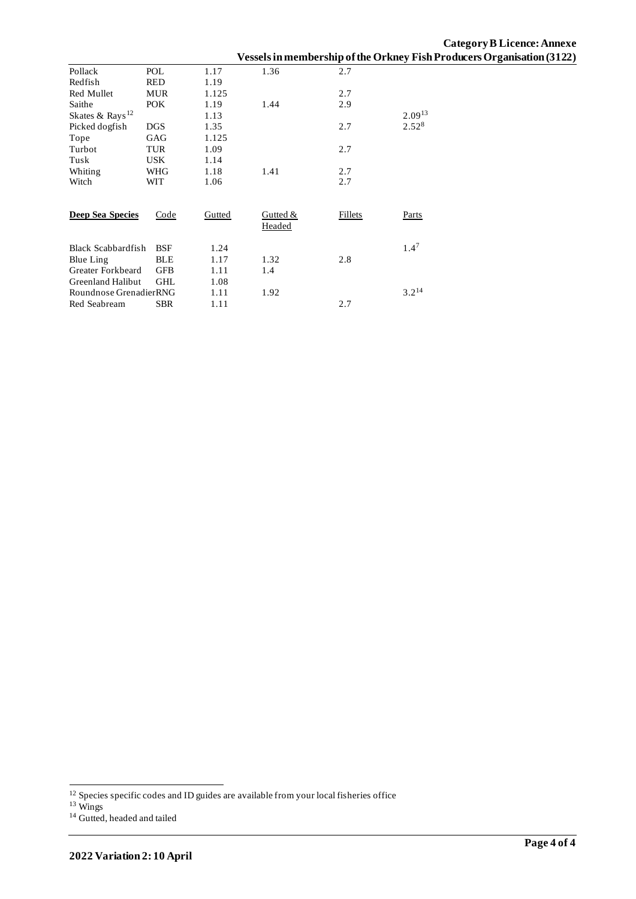| | | | | | |
|---|---|---|---|---|---|
| Pollack | POL | 1.17 | 1.36 | 2.7 | |
| Redfish | RED | 1.19 | | | |
| Red Mullet | MUR | 1.125 | | 2.7 | |
| Saithe | POK | 1.19 | 1.44 | 2.9 | |
| Skates & Rays[12] | | 1.13 | | | 2.09[13] |
| Picked dogfish | DGS | 1.35 | | 2.7 | 2.52[8] |
| Tope | GAG | 1.125 | | | |
| Turbot | TUR | 1.09 | | 2.7 | |
| Tusk | USK | 1.14 | | | |
| Whiting | WHG | 1.18 | 1.41 | 2.7 | |
| Witch | WIT | 1.06 | | 2.7 | |

| **Deep Sea Species** | Code | Gutted | Gutted & Headed | Fillets | Parts |
|---|---|---|---|---|---|
| Black Scabbardfish | BSF | 1.24 | | | 1.4[7] |
| Blue Ling | BLE | 1.17 | 1.32 | 2.8 | |
| Greater Forkbeard | GFB | 1.11 | 1.4 | | |
| Greenland Halibut | GHL | 1.08 | | | |
| Roundnose Grenadier | RNG | 1.11 | 1.92 | | 3.2[14] |
| Red Seabream | SBR | 1.11 | | 2.7 | |

[12] Species specific codes and ID guides are available from your local fisheries office

[13] Wings

[14] Gutted, headed and tailed